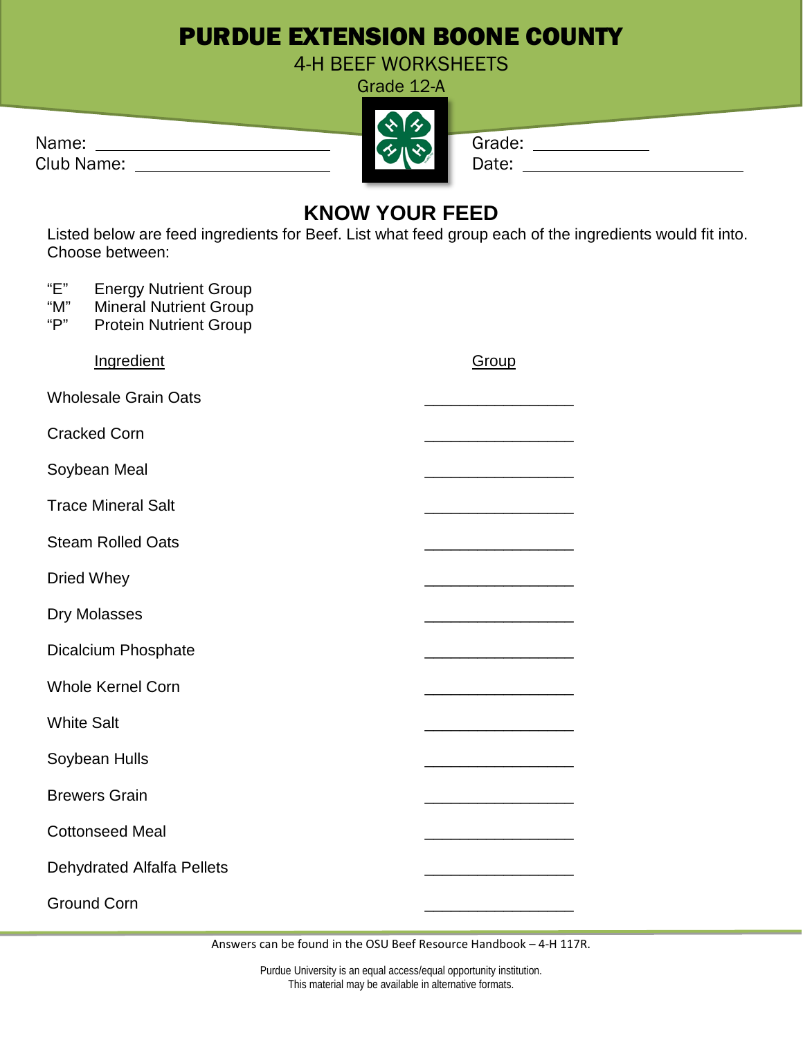# PURDUE EXTENSION BOONE COUNTY

4-H BEEF WORKSHEETS

Grade 12-A

Name: ______________________ Grade: ____________

Club Name: ______________________ Date: ______________________

## KNOW YOUR FEED

Listed below are feed ingredients for Beef. List what feed group each of the ingredients would fit into. Choose between:

"E" Energy Nutrient Group
"M" Mineral Nutrient Group
"P" Protein Nutrient Group

| Ingredient | Group |
|---|---|
| Wholesale Grain Oats | ________________ |
| Cracked Corn | ________________ |
| Soybean Meal | ________________ |
| Trace Mineral Salt | ________________ |
| Steam Rolled Oats | ________________ |
| Dried Whey | ________________ |
| Dry Molasses | ________________ |
| Dicalcium Phosphate | ________________ |
| Whole Kernel Corn | ________________ |
| White Salt | ________________ |
| Soybean Hulls | ________________ |
| Brewers Grain | ________________ |
| Cottonseed Meal | ________________ |
| Dehydrated Alfalfa Pellets | ________________ |
| Ground Corn | ________________ |

Answers can be found in the OSU Beef Resource Handbook – 4-H 117R.

Purdue University is an equal access/equal opportunity institution.
This material may be available in alternative formats.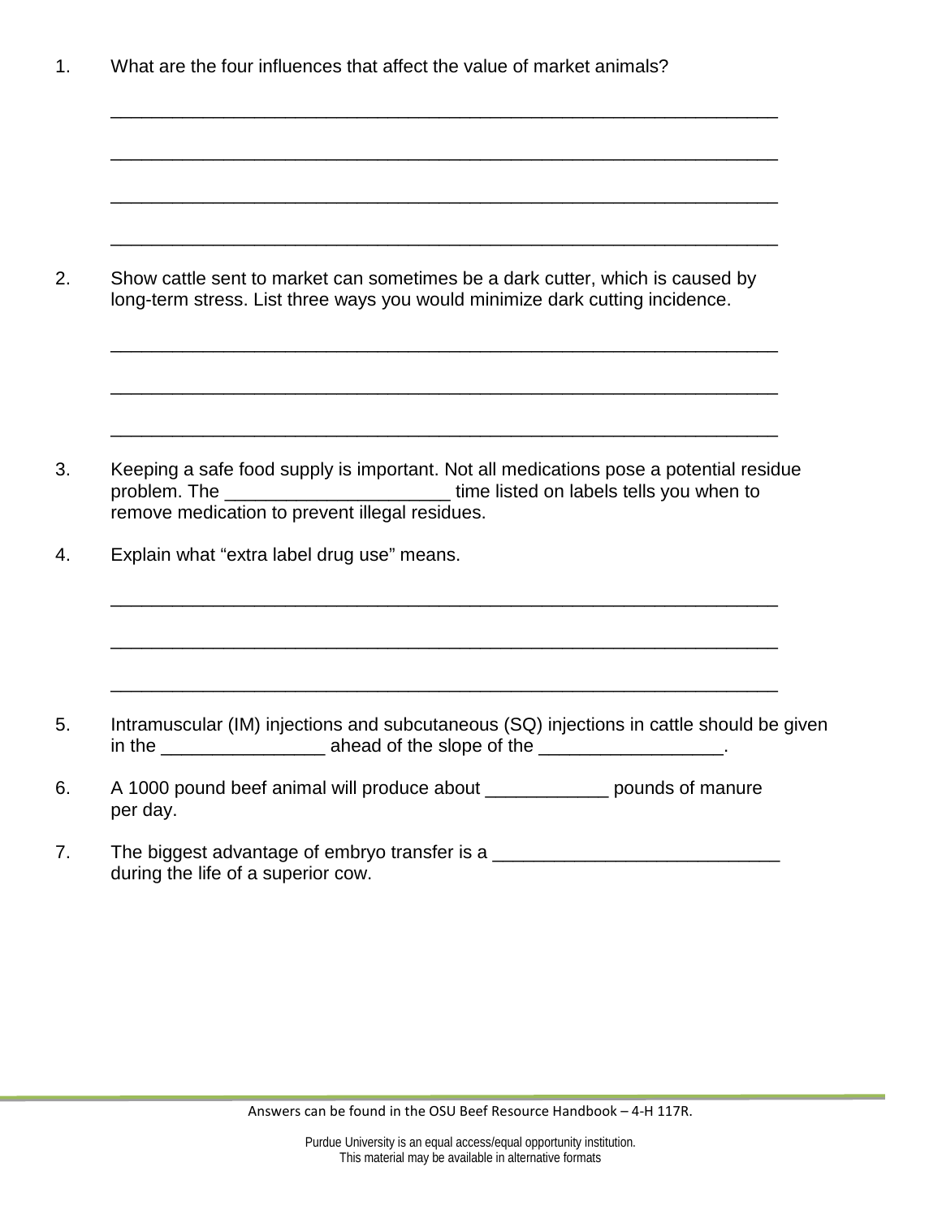1. What are the four influences that affect the value of market animals?

 ______________________________________________________________________

 ______________________________________________________________________

 ______________________________________________________________________

 ______________________________________________________________________

2. Show cattle sent to market can sometimes be a dark cutter, which is caused by long-term stress. List three ways you would minimize dark cutting incidence.

 ______________________________________________________________________

 ______________________________________________________________________

 ______________________________________________________________________

3. Keeping a safe food supply is important. Not all medications pose a potential residue problem. The ______________________ time listed on labels tells you when to remove medication to prevent illegal residues.

4. Explain what "extra label drug use" means.

 ______________________________________________________________________

 ______________________________________________________________________

 ______________________________________________________________________

5. Intramuscular (IM) injections and subcutaneous (SQ) injections in cattle should be given in the ________________ ahead of the slope of the __________________.

6. A 1000 pound beef animal will produce about ____________ pounds of manure per day.

7. The biggest advantage of embryo transfer is a ____________________________ during the life of a superior cow.

Answers can be found in the OSU Beef Resource Handbook – 4-H 117R.

Purdue University is an equal access/equal opportunity institution.
This material may be available in alternative formats